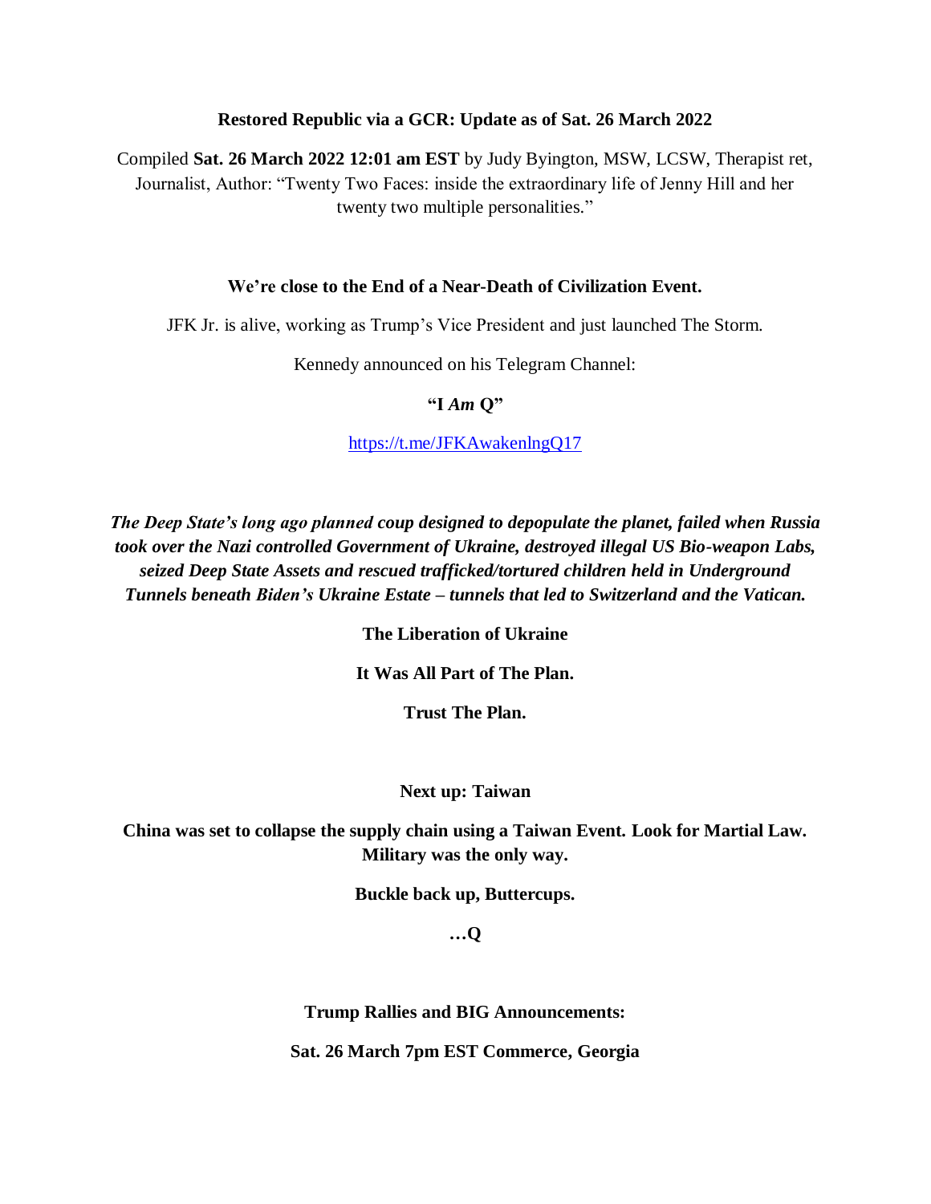**Restored Republic via a GCR: Update as of Sat. 26 March 2022**

Compiled **Sat. 26 March 2022 12:01 am EST** by Judy Byington, MSW, LCSW, Therapist ret, Journalist, Author: "Twenty Two Faces: inside the extraordinary life of Jenny Hill and her twenty two multiple personalities."

**We're close to the End of a Near-Death of Civilization Event.**

JFK Jr. is alive, working as Trump's Vice President and just launched The Storm.

Kennedy announced on his Telegram Channel:

**"I *Am* Q"**

https://t.me/JFKAwakenlngQ17

***The Deep State's long ago planned coup designed to depopulate the planet, failed when Russia took over the Nazi controlled Government of Ukraine, destroyed illegal US Bio-weapon Labs, seized Deep State Assets and rescued trafficked/tortured children held in Underground Tunnels beneath Biden's Ukraine Estate – tunnels that led to Switzerland and the Vatican.***

**The Liberation of Ukraine**

**It Was All Part of The Plan.**

**Trust The Plan.**

**Next up: Taiwan**

**China was set to collapse the supply chain using a Taiwan Event. Look for Martial Law. Military was the only way.**

**Buckle back up, Buttercups.**

**…Q**

**Trump Rallies and BIG Announcements:**

**Sat. 26 March 7pm EST Commerce, Georgia**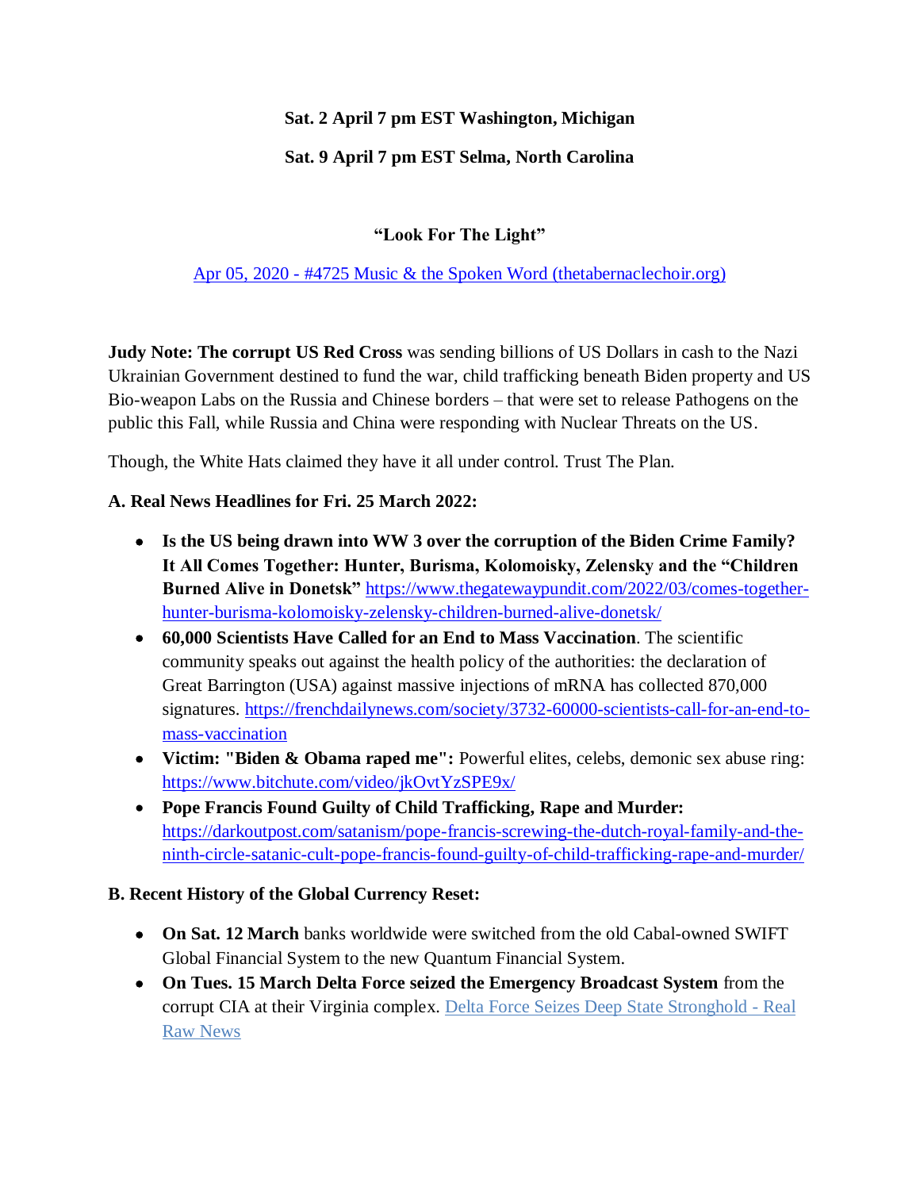**Sat. 2 April 7 pm EST Washington, Michigan**

**Sat. 9 April 7 pm EST Selma, North Carolina**

**"Look For The Light"**

[Apr 05, 2020 - #4725 Music & the Spoken Word (thetabernaclechoir.org)]

**Judy Note: The corrupt US Red Cross** was sending billions of US Dollars in cash to the Nazi Ukrainian Government destined to fund the war, child trafficking beneath Biden property and US Bio-weapon Labs on the Russia and Chinese borders – that were set to release Pathogens on the public this Fall, while Russia and China were responding with Nuclear Threats on the US.

Though, the White Hats claimed they have it all under control. Trust The Plan.

**A. Real News Headlines for Fri. 25 March 2022:**

- **Is the US being drawn into WW 3 over the corruption of the Biden Crime Family? It All Comes Together: Hunter, Burisma, Kolomoisky, Zelensky and the "Children Burned Alive in Donetsk"** https://www.thegatewaypundit.com/2022/03/comes-together-hunter-burisma-kolomoisky-zelensky-children-burned-alive-donetsk/
- **60,000 Scientists Have Called for an End to Mass Vaccination**. The scientific community speaks out against the health policy of the authorities: the declaration of Great Barrington (USA) against massive injections of mRNA has collected 870,000 signatures. https://frenchdailynews.com/society/3732-60000-scientists-call-for-an-end-to-mass-vaccination
- **Victim: "Biden & Obama raped me":** Powerful elites, celebs, demonic sex abuse ring: https://www.bitchute.com/video/jkOvtYzSPE9x/
- **Pope Francis Found Guilty of Child Trafficking, Rape and Murder:** https://darkoutpost.com/satanism/pope-francis-screwing-the-dutch-royal-family-and-the-ninth-circle-satanic-cult-pope-francis-found-guilty-of-child-trafficking-rape-and-murder/

**B. Recent History of the Global Currency Reset:**

- **On Sat. 12 March** banks worldwide were switched from the old Cabal-owned SWIFT Global Financial System to the new Quantum Financial System.
- **On Tues. 15 March Delta Force seized the Emergency Broadcast System** from the corrupt CIA at their Virginia complex. [Delta Force Seizes Deep State Stronghold - Real Raw News]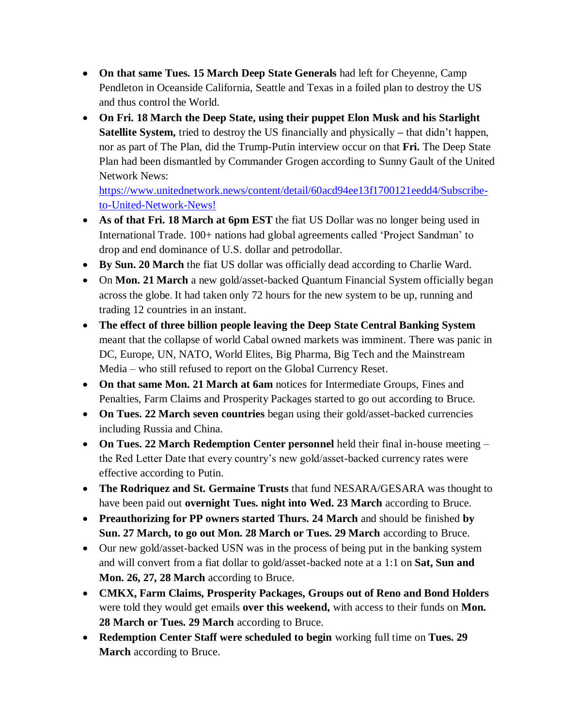- **On that same Tues. 15 March Deep State Generals** had left for Cheyenne, Camp Pendleton in Oceanside California, Seattle and Texas in a foiled plan to destroy the US and thus control the World.
- **On Fri. 18 March the Deep State, using their puppet Elon Musk and his Starlight Satellite System,** tried to destroy the US financially and physically **–** that didn't happen, nor as part of The Plan, did the Trump-Putin interview occur on that **Fri.** The Deep State Plan had been dismantled by Commander Grogen according to Sunny Gault of the United Network News: [https://www.unitednetwork.news/content/detail/60acd94ee13f1700121eedd4/Subscribe-to-United-Network-News!](https://www.unitednetwork.news/content/detail/60acd94ee13f1700121eedd4/Subscribe-to-United-Network-News!)
- **As of that Fri. 18 March at 6pm EST** the fiat US Dollar was no longer being used in International Trade. 100+ nations had global agreements called 'Project Sandman' to drop and end dominance of U.S. dollar and petrodollar.
- **By Sun. 20 March** the fiat US dollar was officially dead according to Charlie Ward.
- On **Mon. 21 March** a new gold/asset-backed Quantum Financial System officially began across the globe. It had taken only 72 hours for the new system to be up, running and trading 12 countries in an instant.
- **The effect of three billion people leaving the Deep State Central Banking System** meant that the collapse of world Cabal owned markets was imminent. There was panic in DC, Europe, UN, NATO, World Elites, Big Pharma, Big Tech and the Mainstream Media – who still refused to report on the Global Currency Reset.
- **On that same Mon. 21 March at 6am** notices for Intermediate Groups, Fines and Penalties, Farm Claims and Prosperity Packages started to go out according to Bruce.
- **On Tues. 22 March seven countries** began using their gold/asset-backed currencies including Russia and China.
- **On Tues. 22 March Redemption Center personnel** held their final in-house meeting – the Red Letter Date that every country's new gold/asset-backed currency rates were effective according to Putin.
- **The Rodriquez and St. Germaine Trusts** that fund NESARA/GESARA was thought to have been paid out **overnight Tues. night into Wed. 23 March** according to Bruce.
- **Preauthorizing for PP owners started Thurs. 24 March** and should be finished **by Sun. 27 March, to go out Mon. 28 March or Tues. 29 March** according to Bruce.
- Our new gold/asset-backed USN was in the process of being put in the banking system and will convert from a fiat dollar to gold/asset-backed note at a 1:1 on **Sat, Sun and Mon. 26, 27, 28 March** according to Bruce.
- **CMKX, Farm Claims, Prosperity Packages, Groups out of Reno and Bond Holders** were told they would get emails **over this weekend,** with access to their funds on **Mon. 28 March or Tues. 29 March** according to Bruce.
- **Redemption Center Staff were scheduled to begin** working full time on **Tues. 29 March** according to Bruce.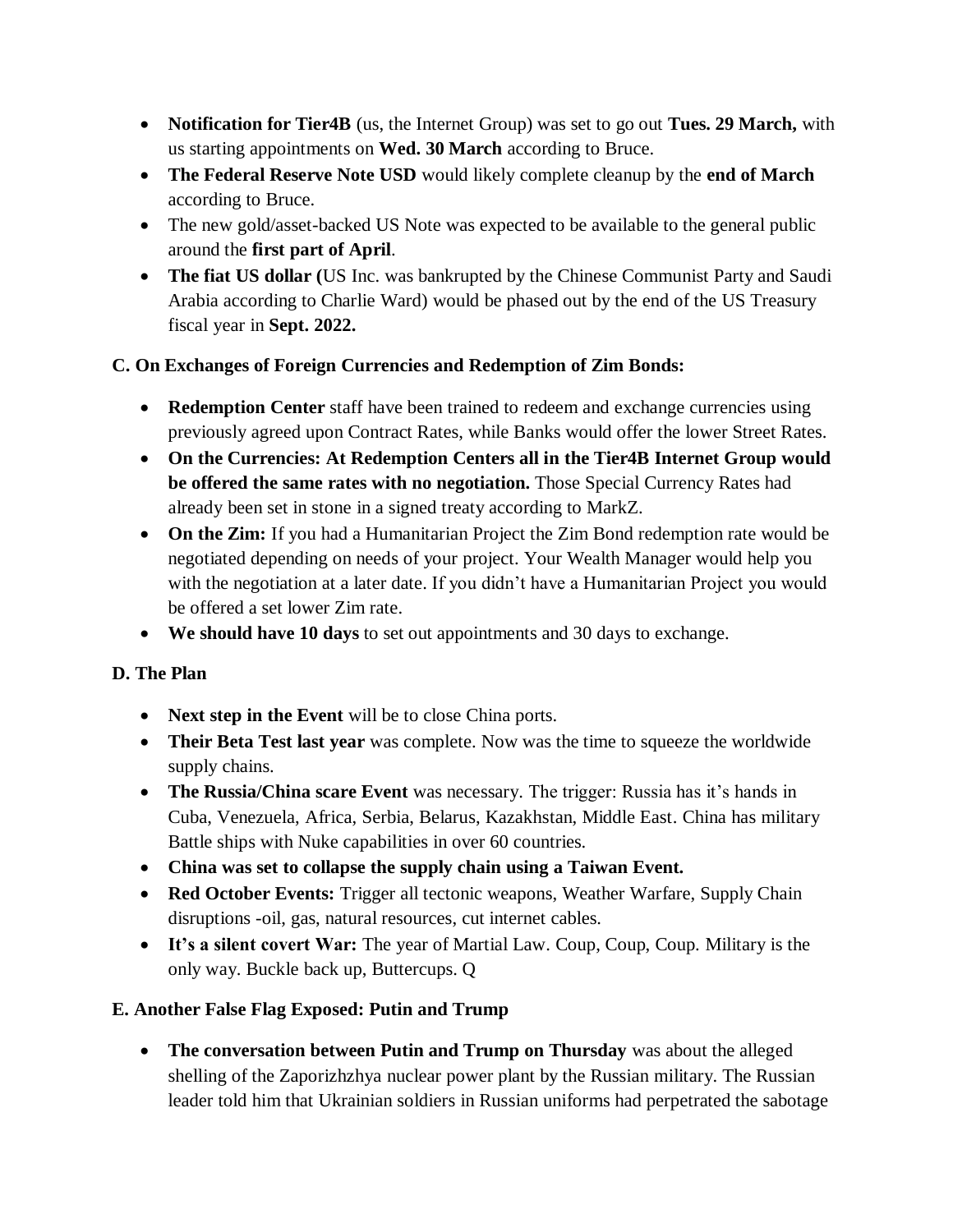- **Notification for Tier4B** (us, the Internet Group) was set to go out **Tues. 29 March,** with us starting appointments on **Wed. 30 March** according to Bruce.
- **The Federal Reserve Note USD** would likely complete cleanup by the **end of March** according to Bruce.
- The new gold/asset-backed US Note was expected to be available to the general public around the **first part of April**.
- **The fiat US dollar (**US Inc. was bankrupted by the Chinese Communist Party and Saudi Arabia according to Charlie Ward) would be phased out by the end of the US Treasury fiscal year in **Sept. 2022.**

**C. On Exchanges of Foreign Currencies and Redemption of Zim Bonds:**

- **Redemption Center** staff have been trained to redeem and exchange currencies using previously agreed upon Contract Rates, while Banks would offer the lower Street Rates.
- **On the Currencies: At Redemption Centers all in the Tier4B Internet Group would be offered the same rates with no negotiation.** Those Special Currency Rates had already been set in stone in a signed treaty according to MarkZ.
- **On the Zim:** If you had a Humanitarian Project the Zim Bond redemption rate would be negotiated depending on needs of your project. Your Wealth Manager would help you with the negotiation at a later date. If you didn't have a Humanitarian Project you would be offered a set lower Zim rate.
- **We should have 10 days** to set out appointments and 30 days to exchange.

**D. The Plan**

- **Next step in the Event** will be to close China ports.
- **Their Beta Test last year** was complete. Now was the time to squeeze the worldwide supply chains.
- **The Russia/China scare Event** was necessary. The trigger: Russia has it's hands in Cuba, Venezuela, Africa, Serbia, Belarus, Kazakhstan, Middle East. China has military Battle ships with Nuke capabilities in over 60 countries.
- **China was set to collapse the supply chain using a Taiwan Event.**
- **Red October Events:** Trigger all tectonic weapons, Weather Warfare, Supply Chain disruptions -oil, gas, natural resources, cut internet cables.
- **It's a silent covert War:** The year of Martial Law. Coup, Coup, Coup. Military is the only way. Buckle back up, Buttercups. Q

**E. Another False Flag Exposed: Putin and Trump**

- **The conversation between Putin and Trump on Thursday** was about the alleged shelling of the Zaporizhzhya nuclear power plant by the Russian military. The Russian leader told him that Ukrainian soldiers in Russian uniforms had perpetrated the sabotage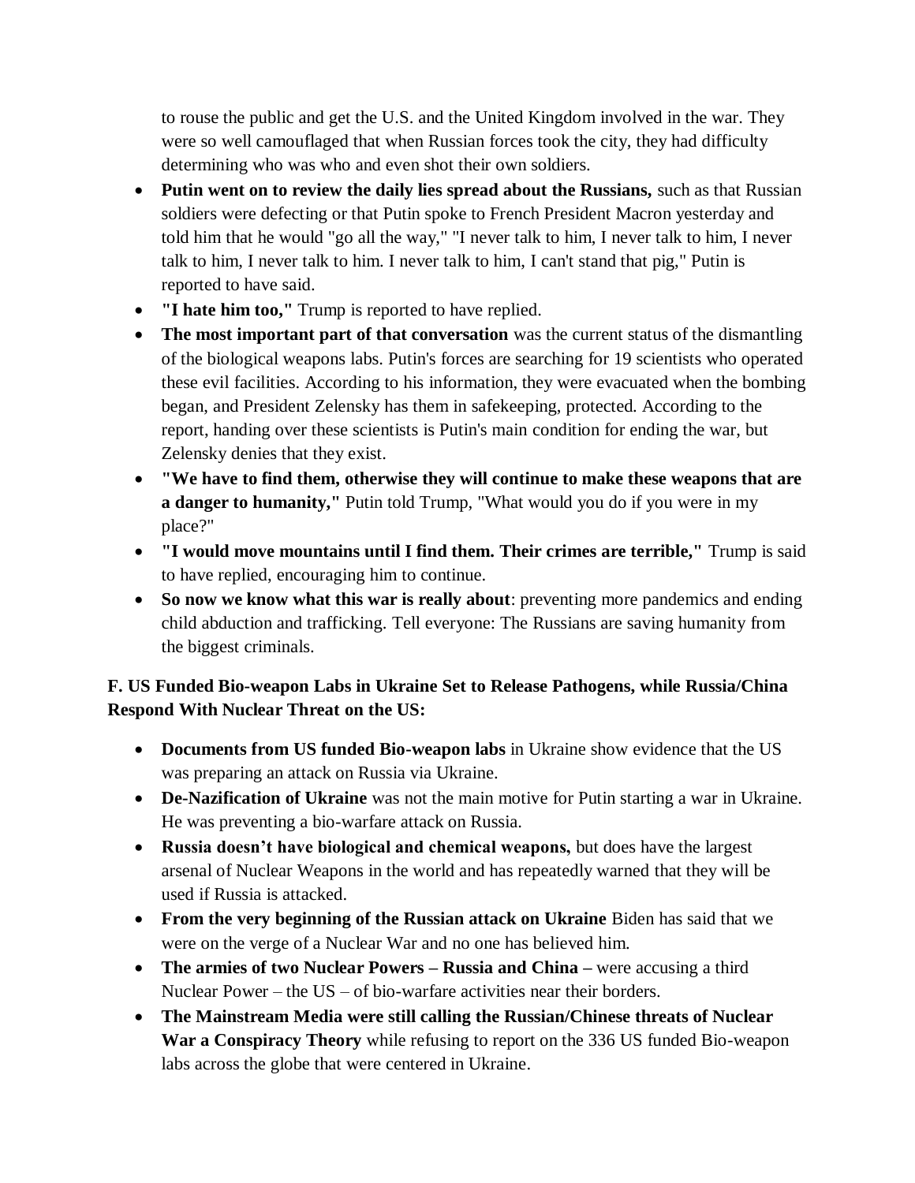to rouse the public and get the U.S. and the United Kingdom involved in the war. They were so well camouflaged that when Russian forces took the city, they had difficulty determining who was who and even shot their own soldiers.

- **Putin went on to review the daily lies spread about the Russians,** such as that Russian soldiers were defecting or that Putin spoke to French President Macron yesterday and told him that he would "go all the way," "I never talk to him, I never talk to him, I never talk to him, I never talk to him. I never talk to him, I can't stand that pig," Putin is reported to have said.
- **"I hate him too,"** Trump is reported to have replied.
- **The most important part of that conversation** was the current status of the dismantling of the biological weapons labs. Putin's forces are searching for 19 scientists who operated these evil facilities. According to his information, they were evacuated when the bombing began, and President Zelensky has them in safekeeping, protected. According to the report, handing over these scientists is Putin's main condition for ending the war, but Zelensky denies that they exist.
- **"We have to find them, otherwise they will continue to make these weapons that are a danger to humanity,"** Putin told Trump, "What would you do if you were in my place?"
- **"I would move mountains until I find them. Their crimes are terrible,"** Trump is said to have replied, encouraging him to continue.
- **So now we know what this war is really about**: preventing more pandemics and ending child abduction and trafficking. Tell everyone: The Russians are saving humanity from the biggest criminals.

**F. US Funded Bio-weapon Labs in Ukraine Set to Release Pathogens, while Russia/China Respond With Nuclear Threat on the US:**

- **Documents from US funded Bio-weapon labs** in Ukraine show evidence that the US was preparing an attack on Russia via Ukraine.
- **De-Nazification of Ukraine** was not the main motive for Putin starting a war in Ukraine. He was preventing a bio-warfare attack on Russia.
- **Russia doesn't have biological and chemical weapons,** but does have the largest arsenal of Nuclear Weapons in the world and has repeatedly warned that they will be used if Russia is attacked.
- **From the very beginning of the Russian attack on Ukraine** Biden has said that we were on the verge of a Nuclear War and no one has believed him.
- **The armies of two Nuclear Powers – Russia and China –** were accusing a third Nuclear Power – the US – of bio-warfare activities near their borders.
- **The Mainstream Media were still calling the Russian/Chinese threats of Nuclear War a Conspiracy Theory** while refusing to report on the 336 US funded Bio-weapon labs across the globe that were centered in Ukraine.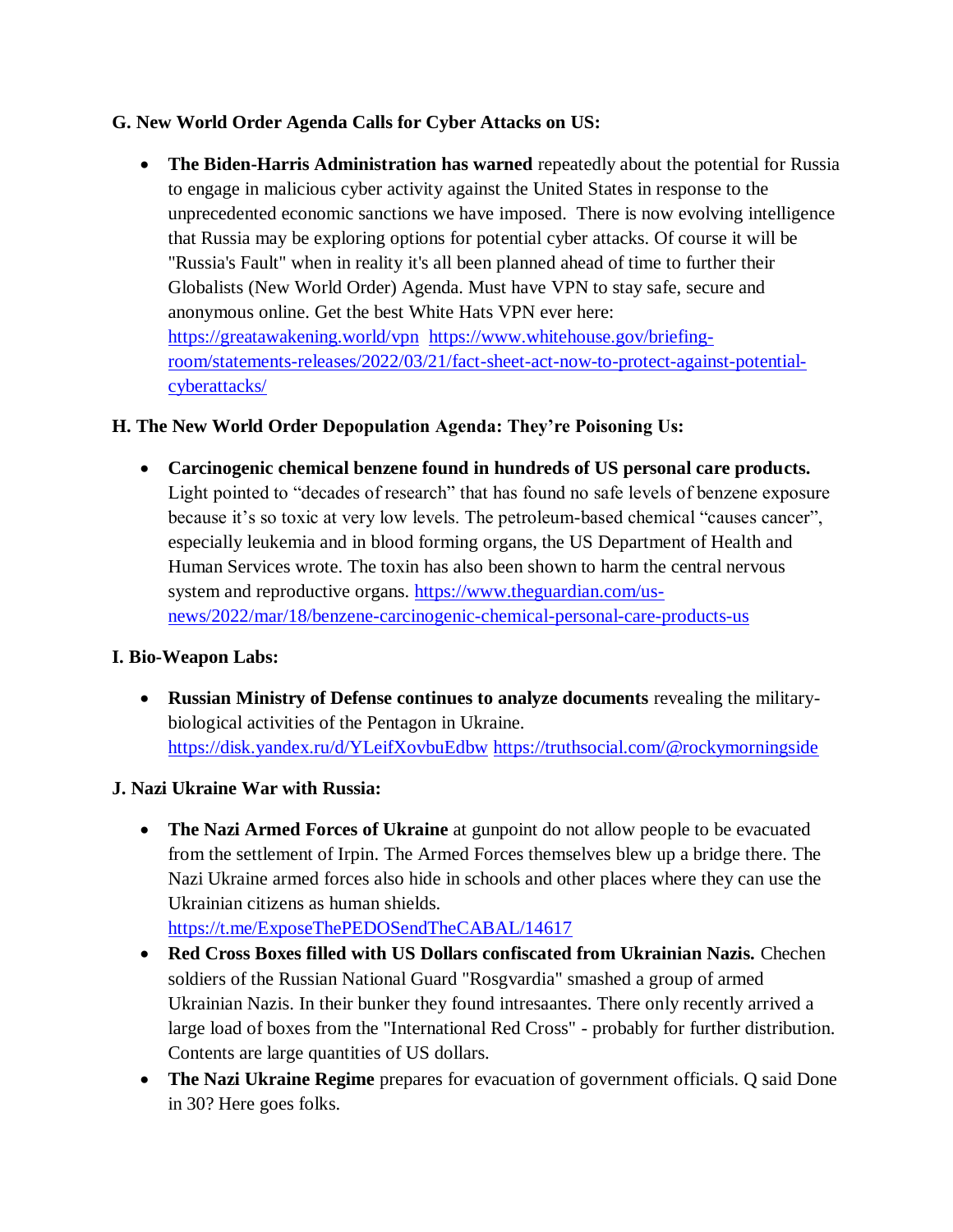### G. New World Order Agenda Calls for Cyber Attacks on US:

- **The Biden-Harris Administration has warned** repeatedly about the potential for Russia to engage in malicious cyber activity against the United States in response to the unprecedented economic sanctions we have imposed. There is now evolving intelligence that Russia may be exploring options for potential cyber attacks. Of course it will be "Russia's Fault" when in reality it's all been planned ahead of time to further their Globalists (New World Order) Agenda. Must have VPN to stay safe, secure and anonymous online. Get the best White Hats VPN ever here: https://greatawakening.world/vpn https://www.whitehouse.gov/briefing-room/statements-releases/2022/03/21/fact-sheet-act-now-to-protect-against-potential-cyberattacks/

### H. The New World Order Depopulation Agenda: They're Poisoning Us:

- **Carcinogenic chemical benzene found in hundreds of US personal care products.** Light pointed to "decades of research" that has found no safe levels of benzene exposure because it's so toxic at very low levels. The petroleum-based chemical "causes cancer", especially leukemia and in blood forming organs, the US Department of Health and Human Services wrote. The toxin has also been shown to harm the central nervous system and reproductive organs. https://www.theguardian.com/us-news/2022/mar/18/benzene-carcinogenic-chemical-personal-care-products-us

### I. Bio-Weapon Labs:

- **Russian Ministry of Defense continues to analyze documents** revealing the military-biological activities of the Pentagon in Ukraine. https://disk.yandex.ru/d/YLeifXovbuEdbw https://truthsocial.com/@rockymorningside

### J. Nazi Ukraine War with Russia:

- **The Nazi Armed Forces of Ukraine** at gunpoint do not allow people to be evacuated from the settlement of Irpin. The Armed Forces themselves blew up a bridge there. The Nazi Ukraine armed forces also hide in schools and other places where they can use the Ukrainian citizens as human shields. https://t.me/ExposeThePEDOSendTheCABAL/14617
- **Red Cross Boxes filled with US Dollars confiscated from Ukrainian Nazis.** Chechen soldiers of the Russian National Guard "Rosgvardia" smashed a group of armed Ukrainian Nazis. In their bunker they found intresaantes. There only recently arrived a large load of boxes from the "International Red Cross" - probably for further distribution. Contents are large quantities of US dollars.
- **The Nazi Ukraine Regime** prepares for evacuation of government officials. Q said Done in 30? Here goes folks.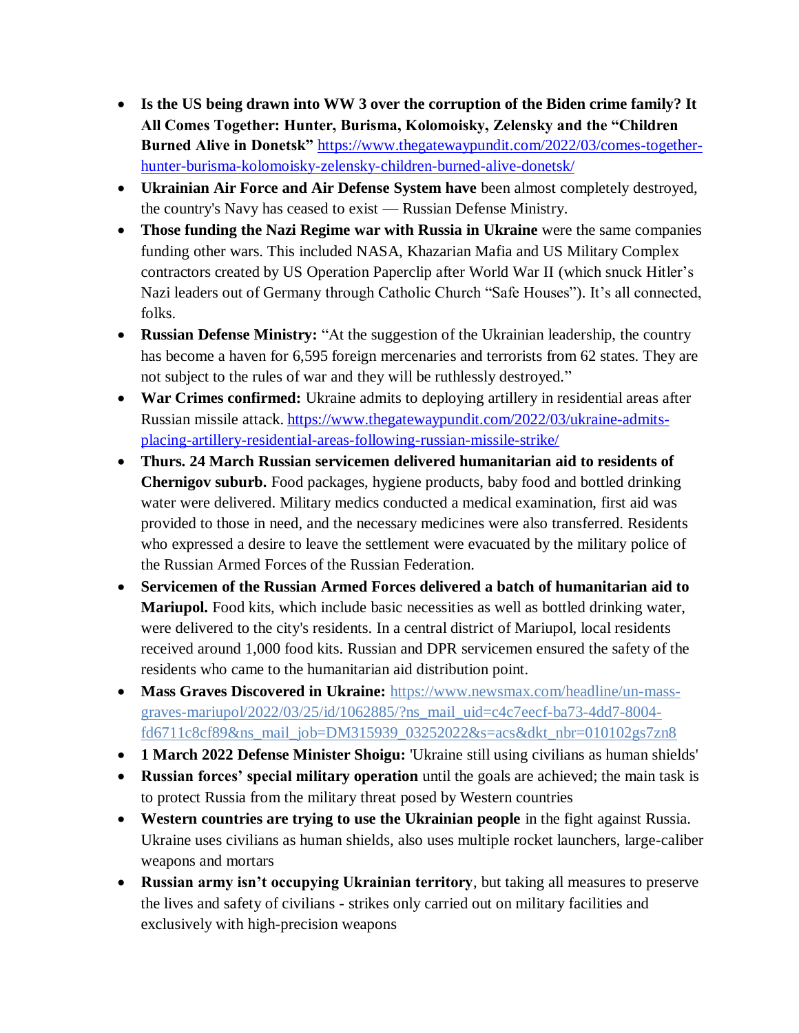- **Is the US being drawn into WW 3 over the corruption of the Biden crime family? It All Comes Together: Hunter, Burisma, Kolomoisky, Zelensky and the "Children Burned Alive in Donetsk"** https://www.thegatewaypundit.com/2022/03/comes-together-hunter-burisma-kolomoisky-zelensky-children-burned-alive-donetsk/
- **Ukrainian Air Force and Air Defense System have** been almost completely destroyed, the country's Navy has ceased to exist — Russian Defense Ministry.
- **Those funding the Nazi Regime war with Russia in Ukraine** were the same companies funding other wars. This included NASA, Khazarian Mafia and US Military Complex contractors created by US Operation Paperclip after World War II (which snuck Hitler's Nazi leaders out of Germany through Catholic Church "Safe Houses"). It's all connected, folks.
- **Russian Defense Ministry:** "At the suggestion of the Ukrainian leadership, the country has become a haven for 6,595 foreign mercenaries and terrorists from 62 states. They are not subject to the rules of war and they will be ruthlessly destroyed."
- **War Crimes confirmed:** Ukraine admits to deploying artillery in residential areas after Russian missile attack. https://www.thegatewaypundit.com/2022/03/ukraine-admits-placing-artillery-residential-areas-following-russian-missile-strike/
- **Thurs. 24 March Russian servicemen delivered humanitarian aid to residents of Chernigov suburb.** Food packages, hygiene products, baby food and bottled drinking water were delivered. Military medics conducted a medical examination, first aid was provided to those in need, and the necessary medicines were also transferred. Residents who expressed a desire to leave the settlement were evacuated by the military police of the Russian Armed Forces of the Russian Federation.
- **Servicemen of the Russian Armed Forces delivered a batch of humanitarian aid to Mariupol.** Food kits, which include basic necessities as well as bottled drinking water, were delivered to the city's residents. In a central district of Mariupol, local residents received around 1,000 food kits. Russian and DPR servicemen ensured the safety of the residents who came to the humanitarian aid distribution point.
- **Mass Graves Discovered in Ukraine:** https://www.newsmax.com/headline/un-mass-graves-mariupol/2022/03/25/id/1062885/?ns_mail_uid=c4c7eecf-ba73-4dd7-8004-fd6711c8cf89&ns_mail_job=DM315939_03252022&s=acs&dkt_nbr=010102gs7zn8
- **1 March 2022 Defense Minister Shoigu:** 'Ukraine still using civilians as human shields'
- **Russian forces' special military operation** until the goals are achieved; the main task is to protect Russia from the military threat posed by Western countries
- **Western countries are trying to use the Ukrainian people** in the fight against Russia. Ukraine uses civilians as human shields, also uses multiple rocket launchers, large-caliber weapons and mortars
- **Russian army isn't occupying Ukrainian territory**, but taking all measures to preserve the lives and safety of civilians - strikes only carried out on military facilities and exclusively with high-precision weapons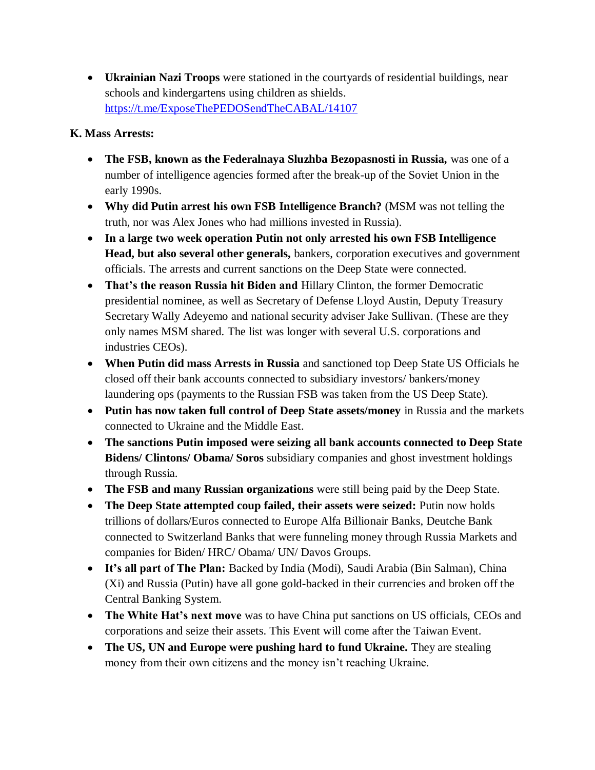- **Ukrainian Nazi Troops** were stationed in the courtyards of residential buildings, near schools and kindergartens using children as shields. https://t.me/ExposeThePEDOSendTheCABAL/14107

**K. Mass Arrests:**

- **The FSB, known as the Federalnaya Sluzhba Bezopasnosti in Russia,** was one of a number of intelligence agencies formed after the break-up of the Soviet Union in the early 1990s.
- **Why did Putin arrest his own FSB Intelligence Branch?** (MSM was not telling the truth, nor was Alex Jones who had millions invested in Russia).
- **In a large two week operation Putin not only arrested his own FSB Intelligence Head, but also several other generals,** bankers, corporation executives and government officials. The arrests and current sanctions on the Deep State were connected.
- **That's the reason Russia hit Biden and** Hillary Clinton, the former Democratic presidential nominee, as well as Secretary of Defense Lloyd Austin, Deputy Treasury Secretary Wally Adeyemo and national security adviser Jake Sullivan. (These are they only names MSM shared. The list was longer with several U.S. corporations and industries CEOs).
- **When Putin did mass Arrests in Russia** and sanctioned top Deep State US Officials he closed off their bank accounts connected to subsidiary investors/ bankers/money laundering ops (payments to the Russian FSB was taken from the US Deep State).
- **Putin has now taken full control of Deep State assets/money** in Russia and the markets connected to Ukraine and the Middle East.
- **The sanctions Putin imposed were seizing all bank accounts connected to Deep State Bidens/ Clintons/ Obama/ Soros** subsidiary companies and ghost investment holdings through Russia.
- **The FSB and many Russian organizations** were still being paid by the Deep State.
- **The Deep State attempted coup failed, their assets were seized:** Putin now holds trillions of dollars/Euros connected to Europe Alfa Billionair Banks, Deutche Bank connected to Switzerland Banks that were funneling money through Russia Markets and companies for Biden/ HRC/ Obama/ UN/ Davos Groups.
- **It's all part of The Plan:** Backed by India (Modi), Saudi Arabia (Bin Salman), China (Xi) and Russia (Putin) have all gone gold-backed in their currencies and broken off the Central Banking System.
- **The White Hat's next move** was to have China put sanctions on US officials, CEOs and corporations and seize their assets. This Event will come after the Taiwan Event.
- **The US, UN and Europe were pushing hard to fund Ukraine.** They are stealing money from their own citizens and the money isn't reaching Ukraine.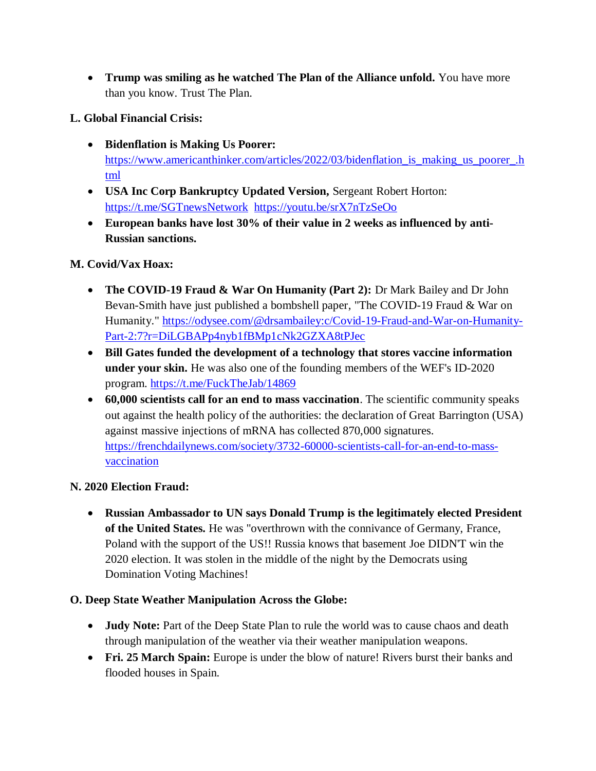- **Trump was smiling as he watched The Plan of the Alliance unfold.** You have more than you know. Trust The Plan.

**L. Global Financial Crisis:**

- **Bidenflation is Making Us Poorer:** https://www.americanthinker.com/articles/2022/03/bidenflation_is_making_us_poorer_.html
- **USA Inc Corp Bankruptcy Updated Version,** Sergeant Robert Horton: https://t.me/SGTnewsNetwork https://youtu.be/srX7nTzSeOo
- **European banks have lost 30% of their value in 2 weeks as influenced by anti-Russian sanctions.**

**M. Covid/Vax Hoax:**

- **The COVID-19 Fraud & War On Humanity (Part 2):** Dr Mark Bailey and Dr John Bevan-Smith have just published a bombshell paper, "The COVID-19 Fraud & War on Humanity." https://odysee.com/@drsambailey:c/Covid-19-Fraud-and-War-on-Humanity-Part-2:7?r=DiLGBAPp4nyb1fBMp1cNk2GZXA8tPJec
- **Bill Gates funded the development of a technology that stores vaccine information under your skin.** He was also one of the founding members of the WEF's ID-2020 program. https://t.me/FuckTheJab/14869
- **60,000 scientists call for an end to mass vaccination**. The scientific community speaks out against the health policy of the authorities: the declaration of Great Barrington (USA) against massive injections of mRNA has collected 870,000 signatures. https://frenchdailynews.com/society/3732-60000-scientists-call-for-an-end-to-mass-vaccination

**N. 2020 Election Fraud:**

- **Russian Ambassador to UN says Donald Trump is the legitimately elected President of the United States.** He was "overthrown with the connivance of Germany, France, Poland with the support of the US!! Russia knows that basement Joe DIDN'T win the 2020 election. It was stolen in the middle of the night by the Democrats using Domination Voting Machines!

**O. Deep State Weather Manipulation Across the Globe:**

- **Judy Note:** Part of the Deep State Plan to rule the world was to cause chaos and death through manipulation of the weather via their weather manipulation weapons.
- **Fri. 25 March Spain:** Europe is under the blow of nature! Rivers burst their banks and flooded houses in Spain.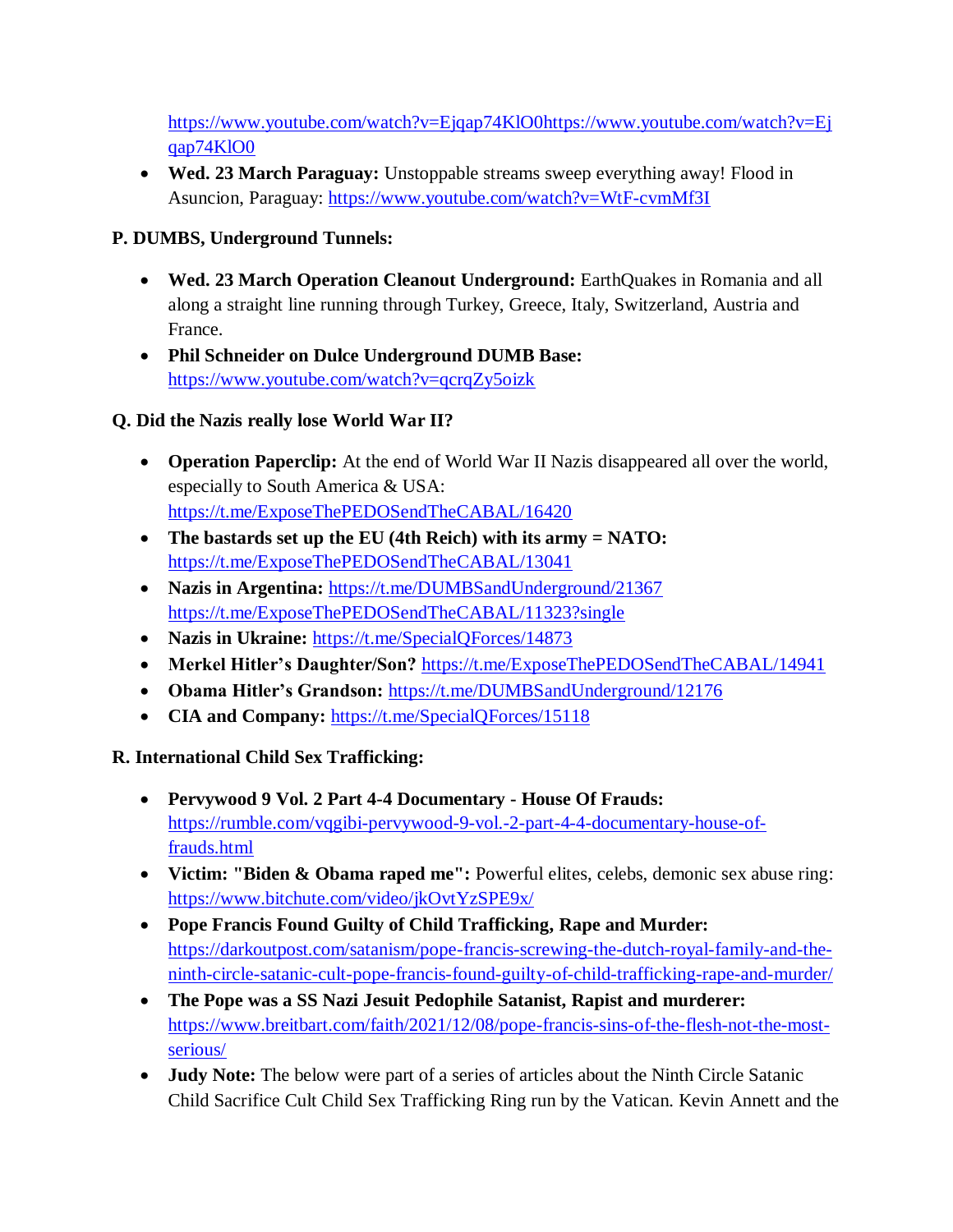https://www.youtube.com/watch?v=Ejqap74KlO0https://www.youtube.com/watch?v=Ejqap74KlO0

- **Wed. 23 March Paraguay:** Unstoppable streams sweep everything away! Flood in Asuncion, Paraguay: https://www.youtube.com/watch?v=WtF-cvmMf3I

**P. DUMBS, Underground Tunnels:**

- **Wed. 23 March Operation Cleanout Underground:** EarthQuakes in Romania and all along a straight line running through Turkey, Greece, Italy, Switzerland, Austria and France.
- **Phil Schneider on Dulce Underground DUMB Base:** https://www.youtube.com/watch?v=qcrqZy5oizk

**Q. Did the Nazis really lose World War II?**

- **Operation Paperclip:** At the end of World War II Nazis disappeared all over the world, especially to South America & USA: https://t.me/ExposeThePEDOSendTheCABAL/16420
- **The bastards set up the EU (4th Reich) with its army = NATO:** https://t.me/ExposeThePEDOSendTheCABAL/13041
- **Nazis in Argentina:** https://t.me/DUMBSandUnderground/21367 https://t.me/ExposeThePEDOSendTheCABAL/11323?single
- **Nazis in Ukraine:** https://t.me/SpecialQForces/14873
- **Merkel Hitler's Daughter/Son?** https://t.me/ExposeThePEDOSendTheCABAL/14941
- **Obama Hitler's Grandson:** https://t.me/DUMBSandUnderground/12176
- **CIA and Company:** https://t.me/SpecialQForces/15118

**R. International Child Sex Trafficking:**

- **Pervywood 9 Vol. 2 Part 4-4 Documentary - House Of Frauds:** https://rumble.com/vqgibi-pervywood-9-vol.-2-part-4-4-documentary-house-of-frauds.html
- **Victim: "Biden & Obama raped me":** Powerful elites, celebs, demonic sex abuse ring: https://www.bitchute.com/video/jkOvtYzSPE9x/
- **Pope Francis Found Guilty of Child Trafficking, Rape and Murder:** https://darkoutpost.com/satanism/pope-francis-screwing-the-dutch-royal-family-and-the-ninth-circle-satanic-cult-pope-francis-found-guilty-of-child-trafficking-rape-and-murder/
- **The Pope was a SS Nazi Jesuit Pedophile Satanist, Rapist and murderer:** https://www.breitbart.com/faith/2021/12/08/pope-francis-sins-of-the-flesh-not-the-most-serious/
- **Judy Note:** The below were part of a series of articles about the Ninth Circle Satanic Child Sacrifice Cult Child Sex Trafficking Ring run by the Vatican. Kevin Annett and the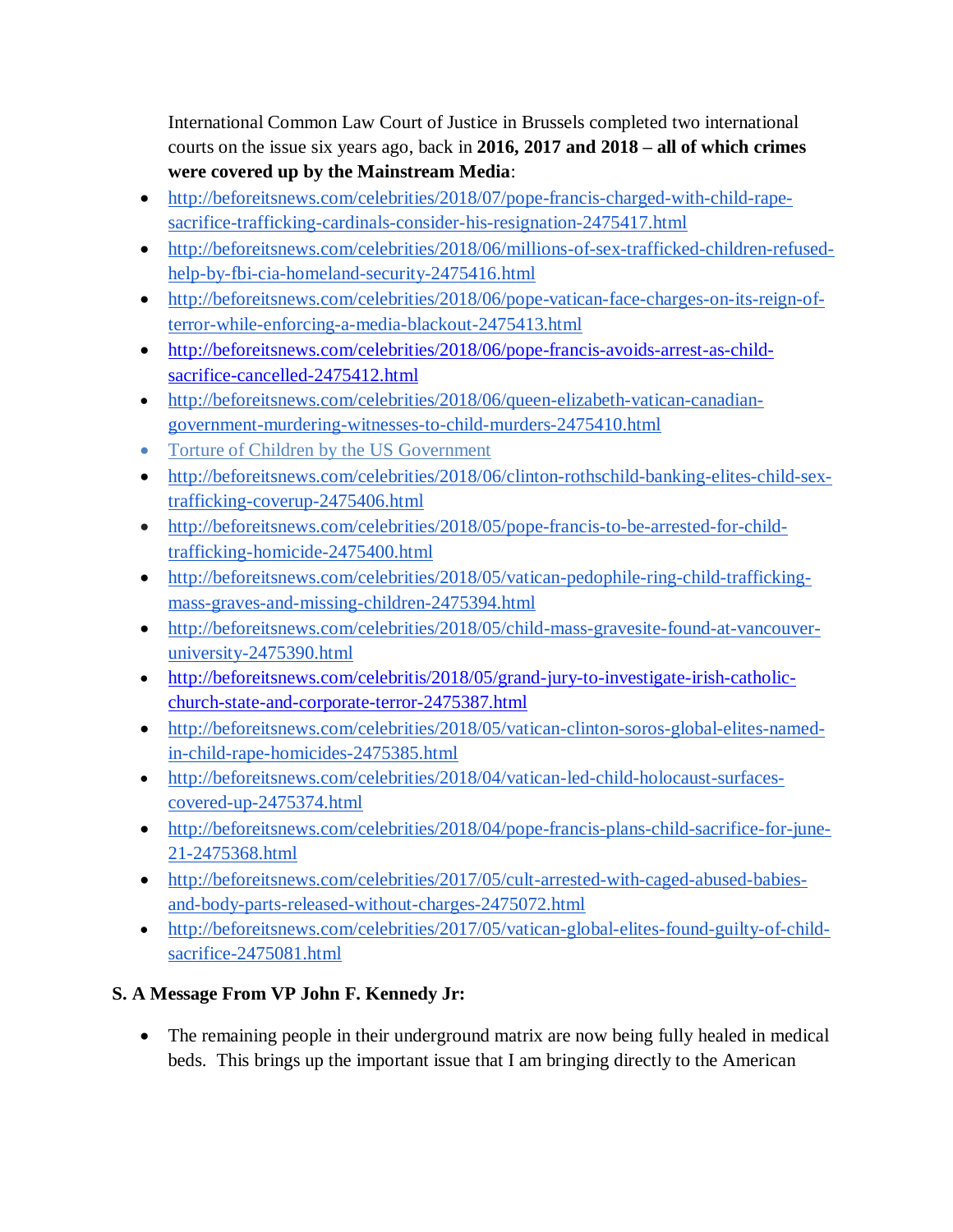International Common Law Court of Justice in Brussels completed two international courts on the issue six years ago, back in **2016, 2017 and 2018 – all of which crimes were covered up by the Mainstream Media**:

- http://beforeitsnews.com/celebrities/2018/07/pope-francis-charged-with-child-rape-sacrifice-trafficking-cardinals-consider-his-resignation-2475417.html
- http://beforeitsnews.com/celebrities/2018/06/millions-of-sex-trafficked-children-refused-help-by-fbi-cia-homeland-security-2475416.html
- http://beforeitsnews.com/celebrities/2018/06/pope-vatican-face-charges-on-its-reign-of-terror-while-enforcing-a-media-blackout-2475413.html
- http://beforeitsnews.com/celebrities/2018/06/pope-francis-avoids-arrest-as-child-sacrifice-cancelled-2475412.html
- http://beforeitsnews.com/celebrities/2018/06/queen-elizabeth-vatican-canadian-government-murdering-witnesses-to-child-murders-2475410.html
- Torture of Children by the US Government
- http://beforeitsnews.com/celebrities/2018/06/clinton-rothschild-banking-elites-child-sex-trafficking-coverup-2475406.html
- http://beforeitsnews.com/celebrities/2018/05/pope-francis-to-be-arrested-for-child-trafficking-homicide-2475400.html
- http://beforeitsnews.com/celebrities/2018/05/vatican-pedophile-ring-child-trafficking-mass-graves-and-missing-children-2475394.html
- http://beforeitsnews.com/celebrities/2018/05/child-mass-gravesite-found-at-vancouver-university-2475390.html
- http://beforeitsnews.com/celebritis/2018/05/grand-jury-to-investigate-irish-catholic-church-state-and-corporate-terror-2475387.html
- http://beforeitsnews.com/celebrities/2018/05/vatican-clinton-soros-global-elites-named-in-child-rape-homicides-2475385.html
- http://beforeitsnews.com/celebrities/2018/04/vatican-led-child-holocaust-surfaces-covered-up-2475374.html
- http://beforeitsnews.com/celebrities/2018/04/pope-francis-plans-child-sacrifice-for-june-21-2475368.html
- http://beforeitsnews.com/celebrities/2017/05/cult-arrested-with-caged-abused-babies-and-body-parts-released-without-charges-2475072.html
- http://beforeitsnews.com/celebrities/2017/05/vatican-global-elites-found-guilty-of-child-sacrifice-2475081.html

**S. A Message From VP John F. Kennedy Jr:**

- The remaining people in their underground matrix are now being fully healed in medical beds. This brings up the important issue that I am bringing directly to the American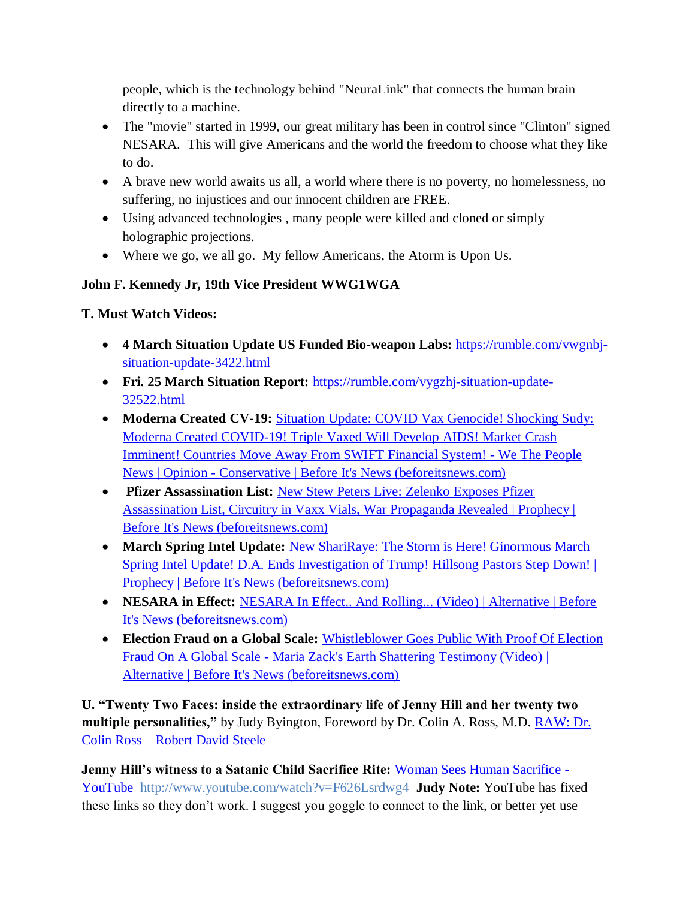people, which is the technology behind "NeuraLink" that connects the human brain directly to a machine.

- The "movie" started in 1999, our great military has been in control since "Clinton" signed NESARA. This will give Americans and the world the freedom to choose what they like to do.
- A brave new world awaits us all, a world where there is no poverty, no homelessness, no suffering, no injustices and our innocent children are FREE.
- Using advanced technologies , many people were killed and cloned or simply holographic projections.
- Where we go, we all go. My fellow Americans, the Atorm is Upon Us.

**John F. Kennedy Jr, 19th Vice President WWG1WGA**

**T. Must Watch Videos:**

- **4 March Situation Update US Funded Bio-weapon Labs:** https://rumble.com/vwgnbj-situation-update-3422.html
- **Fri. 25 March Situation Report:** https://rumble.com/vygzhj-situation-update-32522.html
- **Moderna Created CV-19:** Situation Update: COVID Vax Genocide! Shocking Sudy: Moderna Created COVID-19! Triple Vaxed Will Develop AIDS! Market Crash Imminent! Countries Move Away From SWIFT Financial System! - We The People News | Opinion - Conservative | Before It's News (beforeitsnews.com)
- **Pfizer Assassination List:** New Stew Peters Live: Zelenko Exposes Pfizer Assassination List, Circuitry in Vaxx Vials, War Propaganda Revealed | Prophecy | Before It's News (beforeitsnews.com)
- **March Spring Intel Update:** New ShariRaye: The Storm is Here! Ginormous March Spring Intel Update! D.A. Ends Investigation of Trump! Hillsong Pastors Step Down! | Prophecy | Before It's News (beforeitsnews.com)
- **NESARA in Effect:** NESARA In Effect.. And Rolling... (Video) | Alternative | Before It's News (beforeitsnews.com)
- **Election Fraud on a Global Scale:** Whistleblower Goes Public With Proof Of Election Fraud On A Global Scale - Maria Zack's Earth Shattering Testimony (Video) | Alternative | Before It's News (beforeitsnews.com)

**U. "Twenty Two Faces: inside the extraordinary life of Jenny Hill and her twenty two multiple personalities,"** by Judy Byington, Foreword by Dr. Colin A. Ross, M.D. RAW: Dr. Colin Ross – Robert David Steele

**Jenny Hill's witness to a Satanic Child Sacrifice Rite:** Woman Sees Human Sacrifice - YouTube http://www.youtube.com/watch?v=F626Lsrdwg4 **Judy Note:** YouTube has fixed these links so they don't work. I suggest you goggle to connect to the link, or better yet use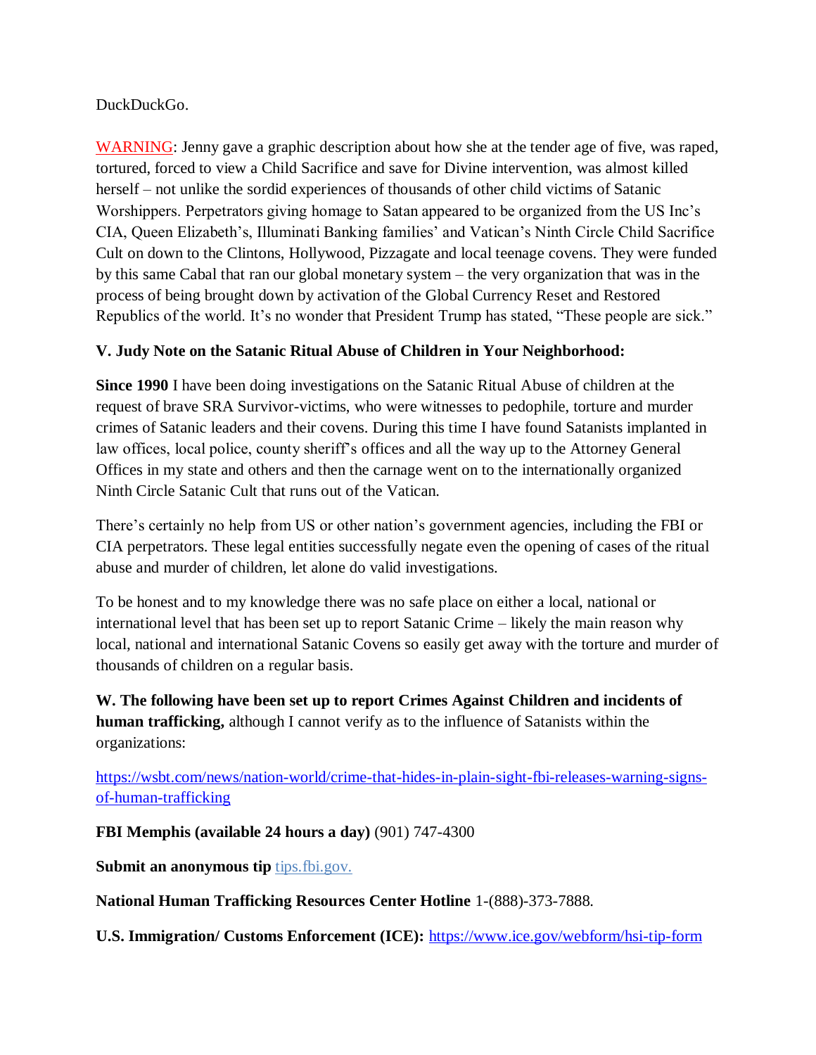DuckDuckGo.

WARNING: Jenny gave a graphic description about how she at the tender age of five, was raped, tortured, forced to view a Child Sacrifice and save for Divine intervention, was almost killed herself – not unlike the sordid experiences of thousands of other child victims of Satanic Worshippers. Perpetrators giving homage to Satan appeared to be organized from the US Inc's CIA, Queen Elizabeth's, Illuminati Banking families' and Vatican's Ninth Circle Child Sacrifice Cult on down to the Clintons, Hollywood, Pizzagate and local teenage covens. They were funded by this same Cabal that ran our global monetary system – the very organization that was in the process of being brought down by activation of the Global Currency Reset and Restored Republics of the world. It's no wonder that President Trump has stated, "These people are sick."

**V. Judy Note on the Satanic Ritual Abuse of Children in Your Neighborhood:**

**Since 1990** I have been doing investigations on the Satanic Ritual Abuse of children at the request of brave SRA Survivor-victims, who were witnesses to pedophile, torture and murder crimes of Satanic leaders and their covens. During this time I have found Satanists implanted in law offices, local police, county sheriff's offices and all the way up to the Attorney General Offices in my state and others and then the carnage went on to the internationally organized Ninth Circle Satanic Cult that runs out of the Vatican.

There's certainly no help from US or other nation's government agencies, including the FBI or CIA perpetrators. These legal entities successfully negate even the opening of cases of the ritual abuse and murder of children, let alone do valid investigations.

To be honest and to my knowledge there was no safe place on either a local, national or international level that has been set up to report Satanic Crime – likely the main reason why local, national and international Satanic Covens so easily get away with the torture and murder of thousands of children on a regular basis.

**W. The following have been set up to report Crimes Against Children and incidents of human trafficking,** although I cannot verify as to the influence of Satanists within the organizations:

https://wsbt.com/news/nation-world/crime-that-hides-in-plain-sight-fbi-releases-warning-signs-of-human-trafficking

**FBI Memphis (available 24 hours a day)** (901) 747-4300

**Submit an anonymous tip** tips.fbi.gov.

**National Human Trafficking Resources Center Hotline** 1-(888)-373-7888.

**U.S. Immigration/ Customs Enforcement (ICE):** https://www.ice.gov/webform/hsi-tip-form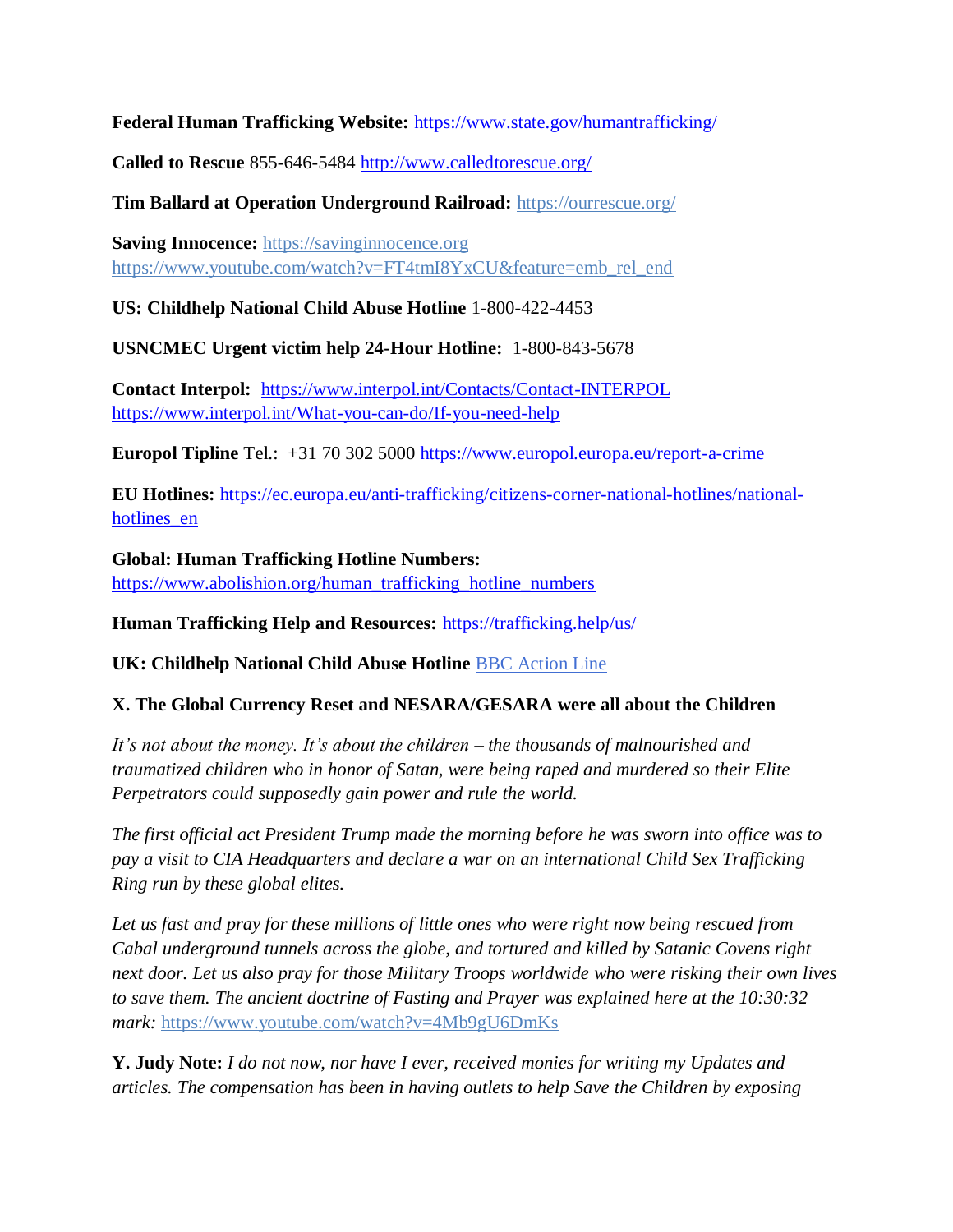**Federal Human Trafficking Website:** https://www.state.gov/humantrafficking/

**Called to Rescue** 855-646-5484 http://www.calledtorescue.org/

**Tim Ballard at Operation Underground Railroad:** https://ourrescue.org/

**Saving Innocence:** https://savinginnocence.org
https://www.youtube.com/watch?v=FT4tmI8YxCU&feature=emb_rel_end

**US: Childhelp National Child Abuse Hotline** 1-800-422-4453

**USNCMEC Urgent victim help 24-Hour Hotline:** 1-800-843-5678

**Contact Interpol:** https://www.interpol.int/Contacts/Contact-INTERPOL
https://www.interpol.int/What-you-can-do/If-you-need-help

**Europol Tipline** Tel.: +31 70 302 5000 https://www.europol.europa.eu/report-a-crime

**EU Hotlines:** https://ec.europa.eu/anti-trafficking/citizens-corner-national-hotlines/national-hotlines_en

**Global: Human Trafficking Hotline Numbers:**
https://www.abolishion.org/human_trafficking_hotline_numbers

**Human Trafficking Help and Resources:** https://trafficking.help/us/

**UK: Childhelp National Child Abuse Hotline** BBC Action Line

**X. The Global Currency Reset and NESARA/GESARA were all about the Children**

*It's not about the money. It's about the children – the thousands of malnourished and traumatized children who in honor of Satan, were being raped and murdered so their Elite Perpetrators could supposedly gain power and rule the world.*

*The first official act President Trump made the morning before he was sworn into office was to pay a visit to CIA Headquarters and declare a war on an international Child Sex Trafficking Ring run by these global elites.*

*Let us fast and pray for these millions of little ones who were right now being rescued from Cabal underground tunnels across the globe, and tortured and killed by Satanic Covens right next door. Let us also pray for those Military Troops worldwide who were risking their own lives to save them. The ancient doctrine of Fasting and Prayer was explained here at the 10:30:32 mark:* https://www.youtube.com/watch?v=4Mb9gU6DmKs

**Y. Judy Note:** *I do not now, nor have I ever, received monies for writing my Updates and articles. The compensation has been in having outlets to help Save the Children by exposing*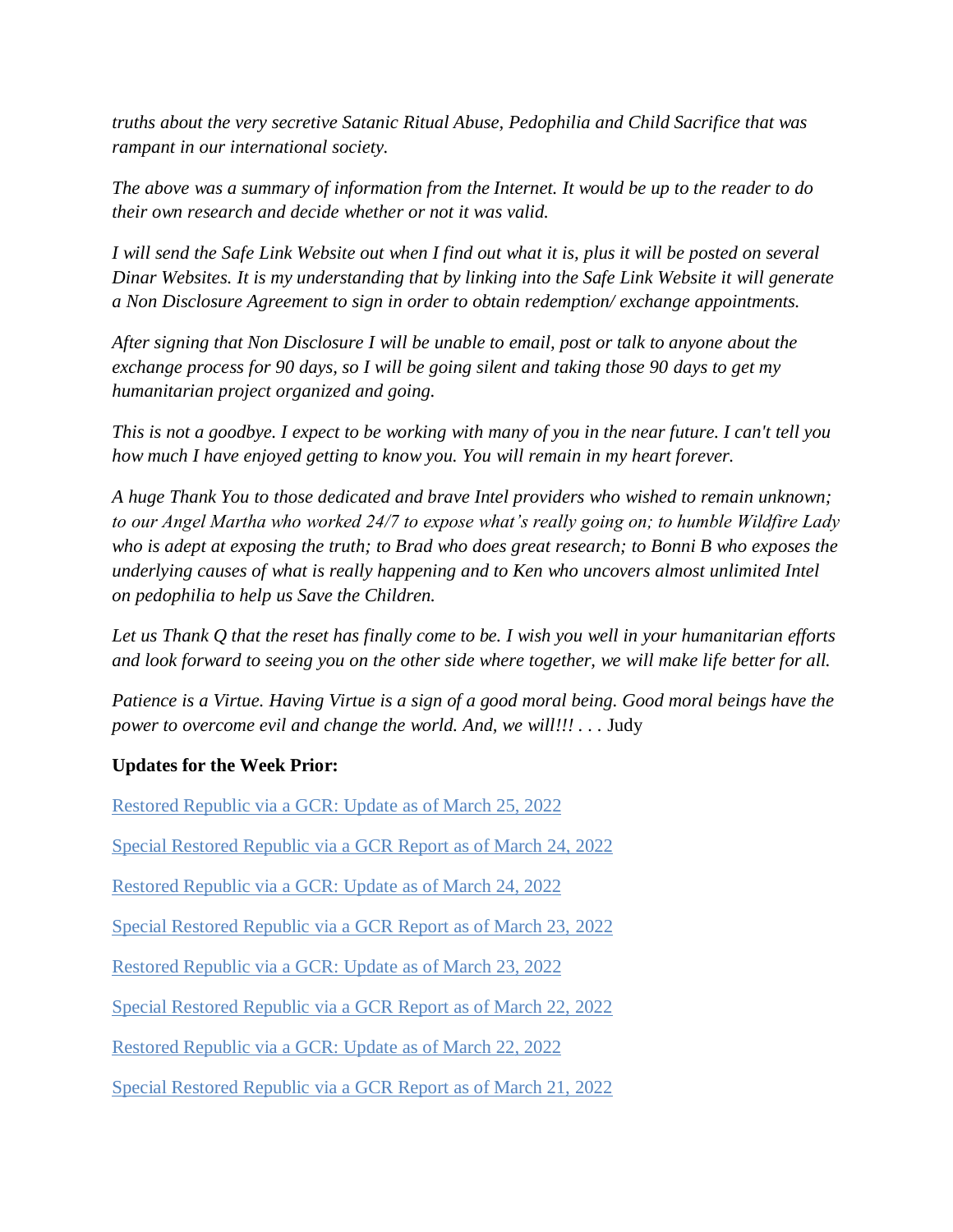*truths about the very secretive Satanic Ritual Abuse, Pedophilia and Child Sacrifice that was rampant in our international society.*

*The above was a summary of information from the Internet. It would be up to the reader to do their own research and decide whether or not it was valid.*

*I will send the Safe Link Website out when I find out what it is, plus it will be posted on several Dinar Websites. It is my understanding that by linking into the Safe Link Website it will generate a Non Disclosure Agreement to sign in order to obtain redemption/ exchange appointments.*

*After signing that Non Disclosure I will be unable to email, post or talk to anyone about the exchange process for 90 days, so I will be going silent and taking those 90 days to get my humanitarian project organized and going.*

*This is not a goodbye. I expect to be working with many of you in the near future. I can't tell you how much I have enjoyed getting to know you. You will remain in my heart forever.*

*A huge Thank You to those dedicated and brave Intel providers who wished to remain unknown; to our Angel Martha who worked 24/7 to expose what's really going on; to humble Wildfire Lady who is adept at exposing the truth; to Brad who does great research; to Bonni B who exposes the underlying causes of what is really happening and to Ken who uncovers almost unlimited Intel on pedophilia to help us Save the Children.*

*Let us Thank Q that the reset has finally come to be. I wish you well in your humanitarian efforts and look forward to seeing you on the other side where together, we will make life better for all.*

*Patience is a Virtue. Having Virtue is a sign of a good moral being. Good moral beings have the power to overcome evil and change the world. And, we will!!! . . .* Judy

**Updates for the Week Prior:**

Restored Republic via a GCR: Update as of March 25, 2022

Special Restored Republic via a GCR Report as of March 24, 2022

Restored Republic via a GCR: Update as of March 24, 2022

Special Restored Republic via a GCR Report as of March 23, 2022

Restored Republic via a GCR: Update as of March 23, 2022

Special Restored Republic via a GCR Report as of March 22, 2022

Restored Republic via a GCR: Update as of March 22, 2022

Special Restored Republic via a GCR Report as of March 21, 2022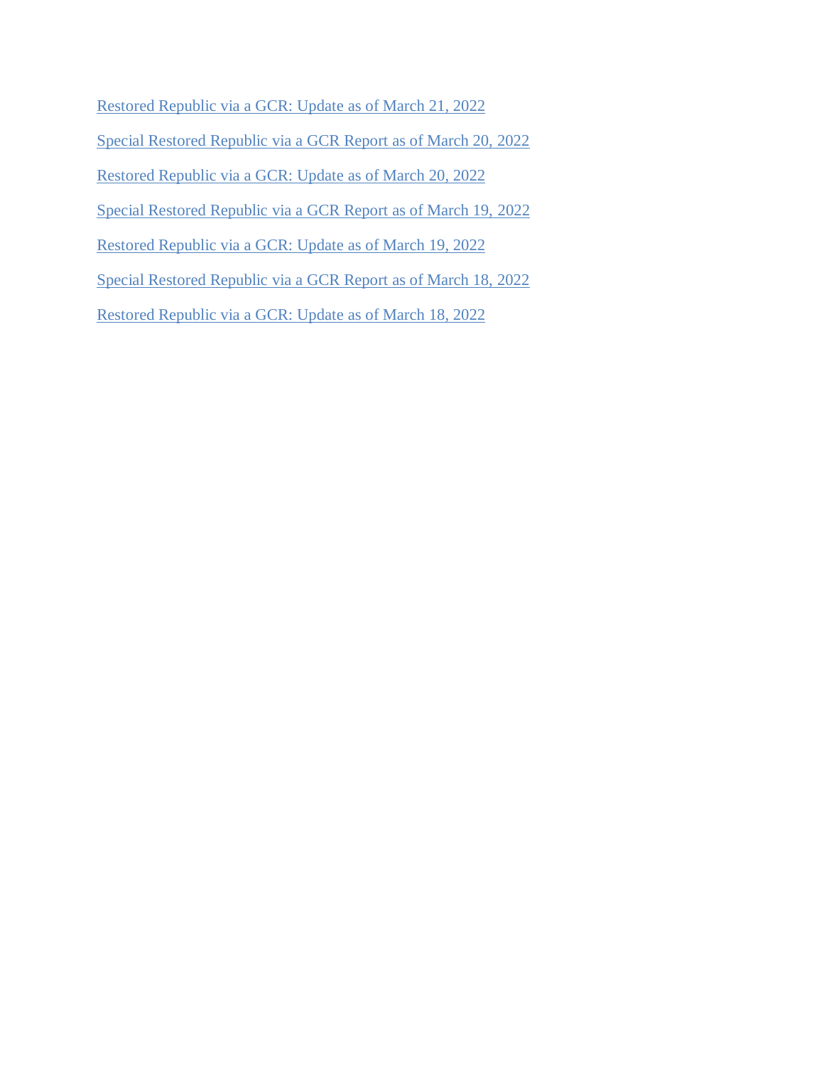Restored Republic via a GCR: Update as of March 21, 2022

Special Restored Republic via a GCR Report as of March 20, 2022

Restored Republic via a GCR: Update as of March 20, 2022

Special Restored Republic via a GCR Report as of March 19, 2022

Restored Republic via a GCR: Update as of March 19, 2022

Special Restored Republic via a GCR Report as of March 18, 2022

Restored Republic via a GCR: Update as of March 18, 2022